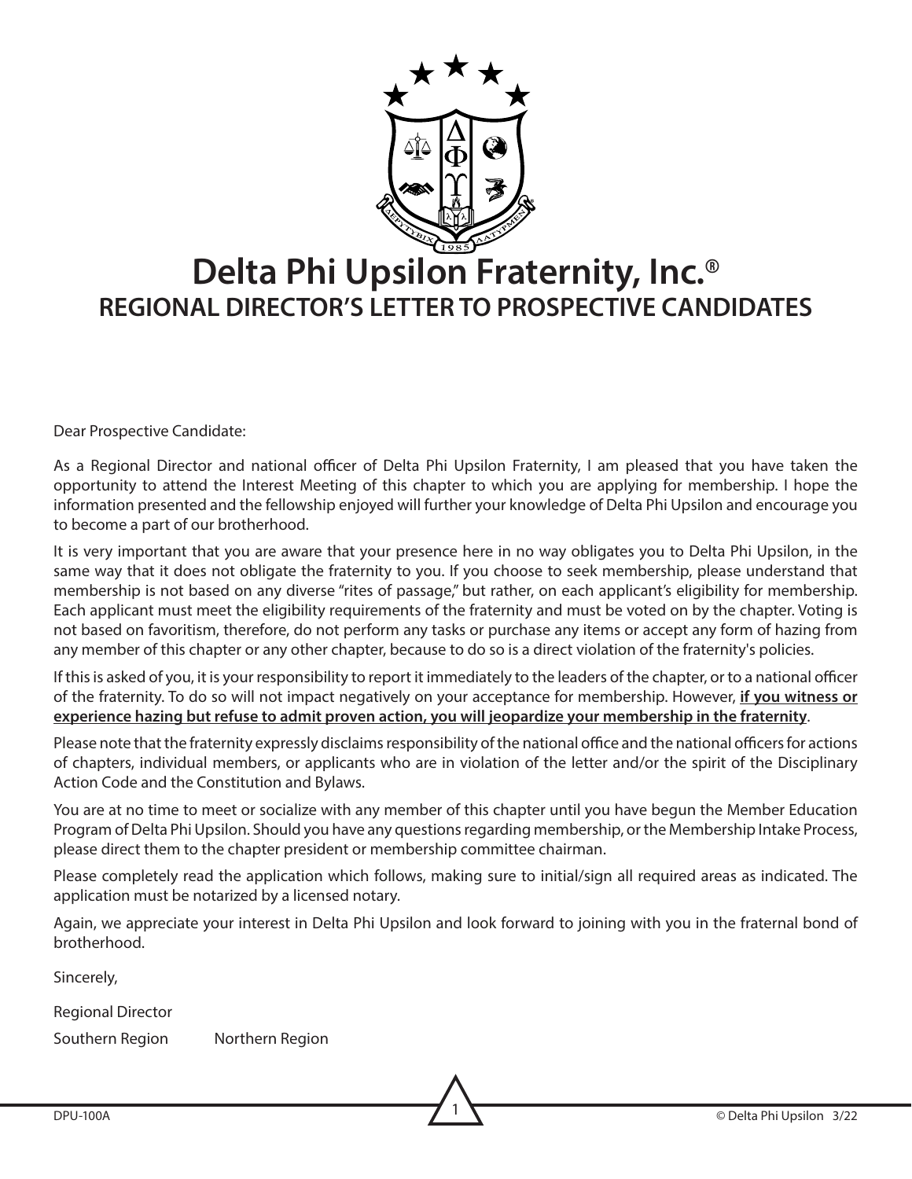# Delta Phi Upsilon Fraternity, Inc.®

## REGIONAL DIRECTOR'S LETTER TO PROSPECTIVE CANDIDATES

Dear Prospective Candidate:

As a Regional Director and national officer of Delta Phi Upsilon Fraternity, I am pleased that you have taken the opportunity to attend the Interest Meeting of this chapter to which you are applying for membership. I hope the information presented and the fellowship enjoyed will further your knowledge of Delta Phi Upsilon and encourage you to become a part of our brotherhood.

It is very important that you are aware that your presence here in no way obligates you to Delta Phi Upsilon, in the same way that it does not obligate the fraternity to you. If you choose to seek membership, please understand that membership is not based on any diverse "rites of passage," but rather, on each applicant's eligibility for membership. Each applicant must meet the eligibility requirements of the fraternity and must be voted on by the chapter. Voting is not based on favoritism, therefore, do not perform any tasks or purchase any items or accept any form of hazing from any member of this chapter or any other chapter, because to do so is a direct violation of the fraternity's policies.

If this is asked of you, it is your responsibility to report it immediately to the leaders of the chapter, or to a national officer of the fraternity. To do so will not impact negatively on your acceptance for membership. However, **if you witness or experience hazing but refuse to admit proven action, you will jeopardize your membership in the fraternity**.

Please note that the fraternity expressly disclaims responsibility of the national office and the national officers for actions of chapters, individual members, or applicants who are in violation of the letter and/or the spirit of the Disciplinary Action Code and the Constitution and Bylaws.

You are at no time to meet or socialize with any member of this chapter until you have begun the Member Education Program of Delta Phi Upsilon. Should you have any questions regarding membership, or the Membership Intake Process, please direct them to the chapter president or membership committee chairman.

Please completely read the application which follows, making sure to initial/sign all required areas as indicated. The application must be notarized by a licensed notary.

Again, we appreciate your interest in Delta Phi Upsilon and look forward to joining with you in the fraternal bond of brotherhood.

Sincerely,

Regional Director

Southern Region Northern Region

DPU-100A © Delta Phi Upsilon 3/22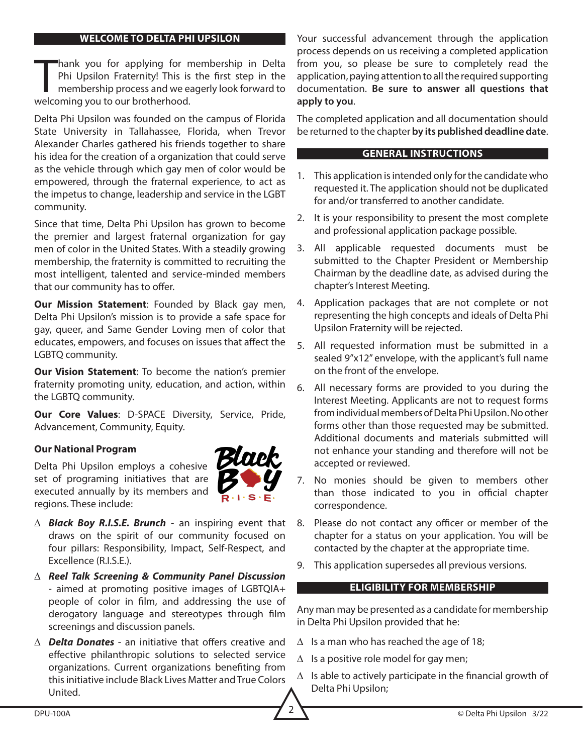## WELCOME TO DELTA PHI UPSILON

Thank you for applying for membership in Delta Phi Upsilon Fraternity! This is the first step in the membership process and we eagerly look forward to welcoming you to our brotherhood.

Delta Phi Upsilon was founded on the campus of Florida State University in Tallahassee, Florida, when Trevor Alexander Charles gathered his friends together to share his idea for the creation of a organization that could serve as the vehicle through which gay men of color would be empowered, through the fraternal experience, to act as the impetus to change, leadership and service in the LGBT community.

Since that time, Delta Phi Upsilon has grown to become the premier and largest fraternal organization for gay men of color in the United States. With a steadily growing membership, the fraternity is committed to recruiting the most intelligent, talented and service-minded members that our community has to offer.

**Our Mission Statement**: Founded by Black gay men, Delta Phi Upsilon's mission is to provide a safe space for gay, queer, and Same Gender Loving men of color that educates, empowers, and focuses on issues that affect the LGBTQ community.

**Our Vision Statement**: To become the nation's premier fraternity promoting unity, education, and action, within the LGBTQ community.

**Our Core Values**: D-SPACE Diversity, Service, Pride, Advancement, Community, Equity.

**Our National Program**

Delta Phi Upsilon employs a cohesive set of programing initiatives that are executed annually by its members and regions. These include:

- Δ ***Black Boy R.I.S.E. Brunch*** - an inspiring event that draws on the spirit of our community focused on four pillars: Responsibility, Impact, Self-Respect, and Excellence (R.I.S.E.).
- Δ ***Reel Talk Screening & Community Panel Discussion*** - aimed at promoting positive images of LGBTQIA+ people of color in film, and addressing the use of derogatory language and stereotypes through film screenings and discussion panels.
- Δ ***Delta Donates*** - an initiative that offers creative and effective philanthropic solutions to selected service organizations. Current organizations benefiting from this initiative include Black Lives Matter and True Colors United.

Your successful advancement through the application process depends on us receiving a completed application from you, so please be sure to completely read the application, paying attention to all the required supporting documentation. **Be sure to answer all questions that apply to you**.

The completed application and all documentation should be returned to the chapter **by its published deadline date**.

## GENERAL INSTRUCTIONS

1. This application is intended only for the candidate who requested it. The application should not be duplicated for and/or transferred to another candidate.
2. It is your responsibility to present the most complete and professional application package possible.
3. All applicable requested documents must be submitted to the Chapter President or Membership Chairman by the deadline date, as advised during the chapter's Interest Meeting.
4. Application packages that are not complete or not representing the high concepts and ideals of Delta Phi Upsilon Fraternity will be rejected.
5. All requested information must be submitted in a sealed 9"x12" envelope, with the applicant's full name on the front of the envelope.
6. All necessary forms are provided to you during the Interest Meeting. Applicants are not to request forms from individual members of Delta Phi Upsilon. No other forms other than those requested may be submitted. Additional documents and materials submitted will not enhance your standing and therefore will not be accepted or reviewed.
7. No monies should be given to members other than those indicated to you in official chapter correspondence.
8. Please do not contact any officer or member of the chapter for a status on your application. You will be contacted by the chapter at the appropriate time.
9. This application supersedes all previous versions.

## ELIGIBILITY FOR MEMBERSHIP

Any man may be presented as a candidate for membership in Delta Phi Upsilon provided that he:

- Δ Is a man who has reached the age of 18;
- Δ Is a positive role model for gay men;
- Δ Is able to actively participate in the financial growth of Delta Phi Upsilon;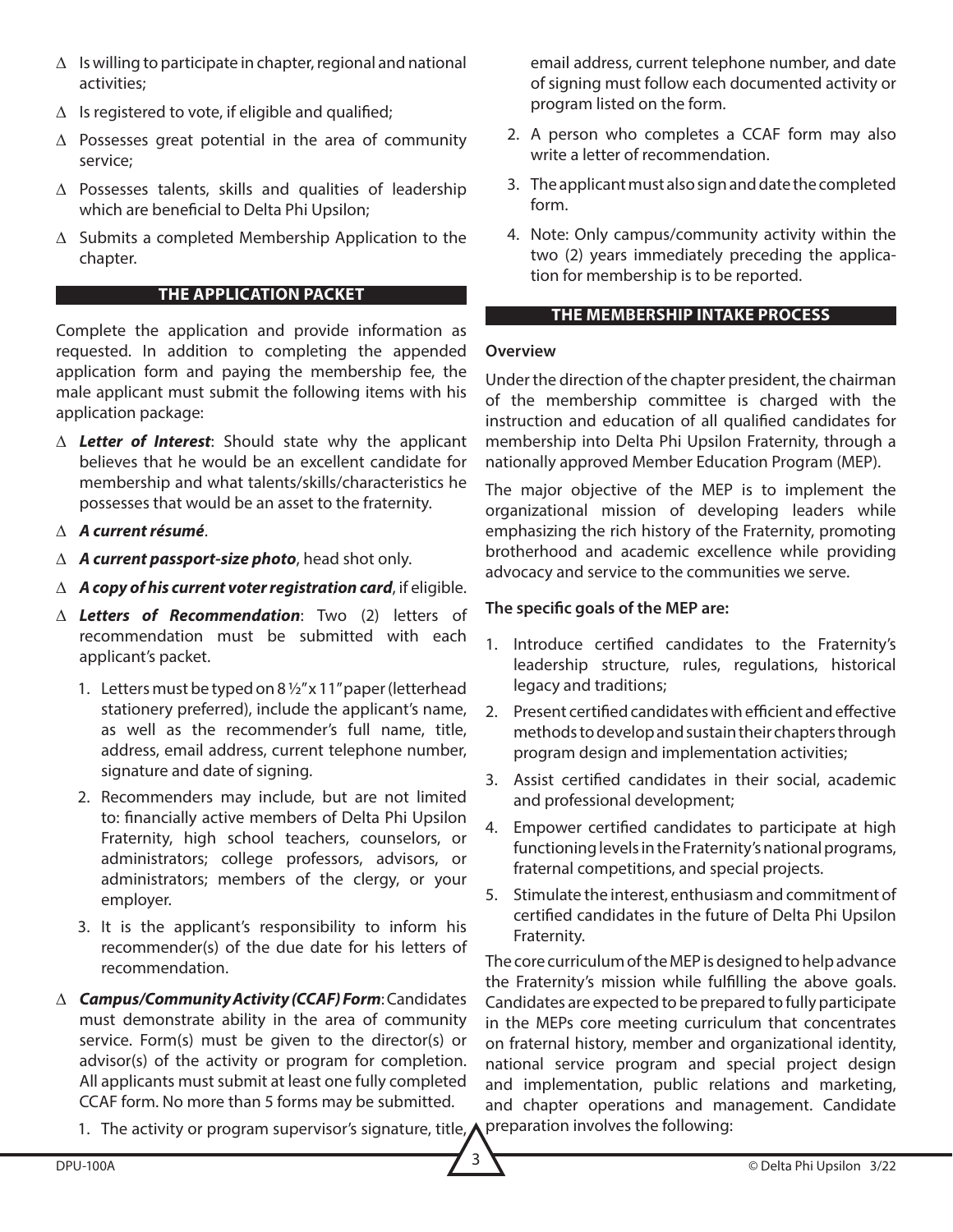- Δ Is willing to participate in chapter, regional and national activities;
- Δ Is registered to vote, if eligible and qualified;
- Δ Possesses great potential in the area of community service;
- Δ Possesses talents, skills and qualities of leadership which are beneficial to Delta Phi Upsilon;
- Δ Submits a completed Membership Application to the chapter.

## THE APPLICATION PACKET

Complete the application and provide information as requested. In addition to completing the appended application form and paying the membership fee, the male applicant must submit the following items with his application package:

- Δ ***Letter of Interest***: Should state why the applicant believes that he would be an excellent candidate for membership and what talents/skills/characteristics he possesses that would be an asset to the fraternity.
- Δ ***A current résumé***.
- Δ ***A current passport-size photo***, head shot only.
- Δ ***A copy of his current voter registration card***, if eligible.
- Δ ***Letters of Recommendation***: Two (2) letters of recommendation must be submitted with each applicant's packet.
  1. Letters must be typed on 8 ½" x 11" paper (letterhead stationery preferred), include the applicant's name, as well as the recommender's full name, title, address, email address, current telephone number, signature and date of signing.
  2. Recommenders may include, but are not limited to: financially active members of Delta Phi Upsilon Fraternity, high school teachers, counselors, or administrators; college professors, advisors, or administrators; members of the clergy, or your employer.
  3. It is the applicant's responsibility to inform his recommender(s) of the due date for his letters of recommendation.
- Δ ***Campus/Community Activity (CCAF) Form***: Candidates must demonstrate ability in the area of community service. Form(s) must be given to the director(s) or advisor(s) of the activity or program for completion. All applicants must submit at least one fully completed CCAF form. No more than 5 forms may be submitted.
  1. The activity or program supervisor's signature, title, email address, current telephone number, and date of signing must follow each documented activity or program listed on the form.
  2. A person who completes a CCAF form may also write a letter of recommendation.
  3. The applicant must also sign and date the completed form.
  4. Note: Only campus/community activity within the two (2) years immediately preceding the application for membership is to be reported.

## THE MEMBERSHIP INTAKE PROCESS

**Overview**

Under the direction of the chapter president, the chairman of the membership committee is charged with the instruction and education of all qualified candidates for membership into Delta Phi Upsilon Fraternity, through a nationally approved Member Education Program (MEP).

The major objective of the MEP is to implement the organizational mission of developing leaders while emphasizing the rich history of the Fraternity, promoting brotherhood and academic excellence while providing advocacy and service to the communities we serve.

**The specific goals of the MEP are:**

1. Introduce certified candidates to the Fraternity's leadership structure, rules, regulations, historical legacy and traditions;
2. Present certified candidates with efficient and effective methods to develop and sustain their chapters through program design and implementation activities;
3. Assist certified candidates in their social, academic and professional development;
4. Empower certified candidates to participate at high functioning levels in the Fraternity's national programs, fraternal competitions, and special projects.
5. Stimulate the interest, enthusiasm and commitment of certified candidates in the future of Delta Phi Upsilon Fraternity.

The core curriculum of the MEP is designed to help advance the Fraternity's mission while fulfilling the above goals. Candidates are expected to be prepared to fully participate in the MEPs core meeting curriculum that concentrates on fraternal history, member and organizational identity, national service program and special project design and implementation, public relations and marketing, and chapter operations and management. Candidate preparation involves the following: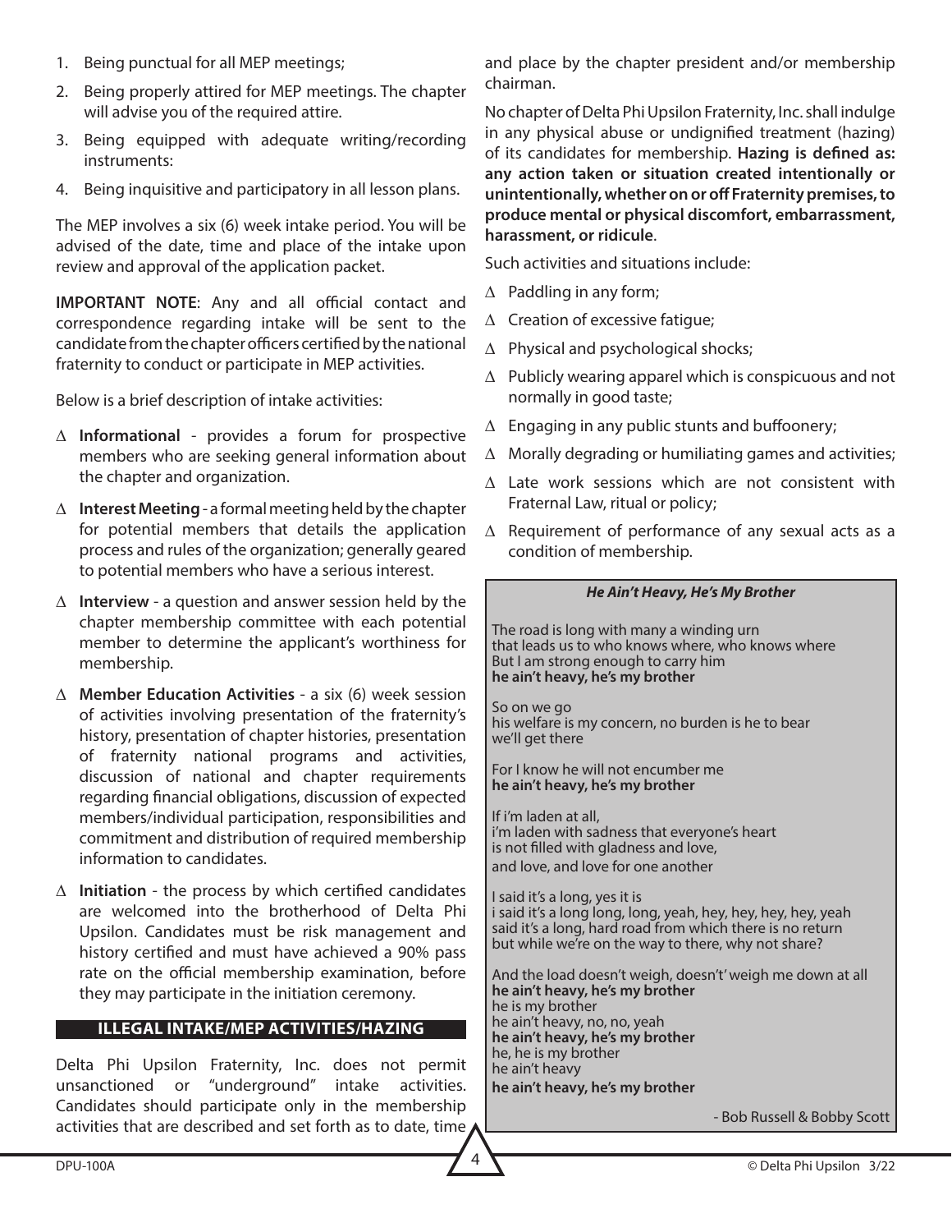1. Being punctual for all MEP meetings;
2. Being properly attired for MEP meetings. The chapter will advise you of the required attire.
3. Being equipped with adequate writing/recording instruments:
4. Being inquisitive and participatory in all lesson plans.

The MEP involves a six (6) week intake period. You will be advised of the date, time and place of the intake upon review and approval of the application packet.

**IMPORTANT NOTE**: Any and all official contact and correspondence regarding intake will be sent to the candidate from the chapter officers certified by the national fraternity to conduct or participate in MEP activities.

Below is a brief description of intake activities:

- Δ **Informational** - provides a forum for prospective members who are seeking general information about the chapter and organization.
- Δ **Interest Meeting** - a formal meeting held by the chapter for potential members that details the application process and rules of the organization; generally geared to potential members who have a serious interest.
- Δ **Interview** - a question and answer session held by the chapter membership committee with each potential member to determine the applicant's worthiness for membership.
- Δ **Member Education Activities** - a six (6) week session of activities involving presentation of the fraternity's history, presentation of chapter histories, presentation of fraternity national programs and activities, discussion of national and chapter requirements regarding financial obligations, discussion of expected members/individual participation, responsibilities and commitment and distribution of required membership information to candidates.
- Δ **Initiation** - the process by which certified candidates are welcomed into the brotherhood of Delta Phi Upsilon. Candidates must be risk management and history certified and must have achieved a 90% pass rate on the official membership examination, before they may participate in the initiation ceremony.

## ILLEGAL INTAKE/MEP ACTIVITIES/HAZING

Delta Phi Upsilon Fraternity, Inc. does not permit unsanctioned or "underground" intake activities. Candidates should participate only in the membership activities that are described and set forth as to date, time and place by the chapter president and/or membership chairman.

No chapter of Delta Phi Upsilon Fraternity, Inc. shall indulge in any physical abuse or undignified treatment (hazing) of its candidates for membership. **Hazing is defined as: any action taken or situation created intentionally or unintentionally, whether on or off Fraternity premises, to produce mental or physical discomfort, embarrassment, harassment, or ridicule**.

Such activities and situations include:

- Δ Paddling in any form;
- Δ Creation of excessive fatigue;
- Δ Physical and psychological shocks;
- Δ Publicly wearing apparel which is conspicuous and not normally in good taste;
- Δ Engaging in any public stunts and buffoonery;
- Δ Morally degrading or humiliating games and activities;
- Δ Late work sessions which are not consistent with Fraternal Law, ritual or policy;
- Δ Requirement of performance of any sexual acts as a condition of membership.

***He Ain't Heavy, He's My Brother***

The road is long with many a winding urn
that leads us to who knows where, who knows where
But I am strong enough to carry him
**he ain't heavy, he's my brother**

So on we go
his welfare is my concern, no burden is he to bear
we'll get there

For I know he will not encumber me
**he ain't heavy, he's my brother**

If i'm laden at all,
i'm laden with sadness that everyone's heart
is not filled with gladness and love,
and love, and love for one another

I said it's a long, yes it is
i said it's a long long, long, yeah, hey, hey, hey, hey, yeah
said it's a long, hard road from which there is no return
but while we're on the way to there, why not share?

And the load doesn't weigh, doesn't' weigh me down at all
**he ain't heavy, he's my brother**
he is my brother
he ain't heavy, no, no, yeah
**he ain't heavy, he's my brother**
he, he is my brother
he ain't heavy
**he ain't heavy, he's my brother**

- Bob Russell & Bobby Scott